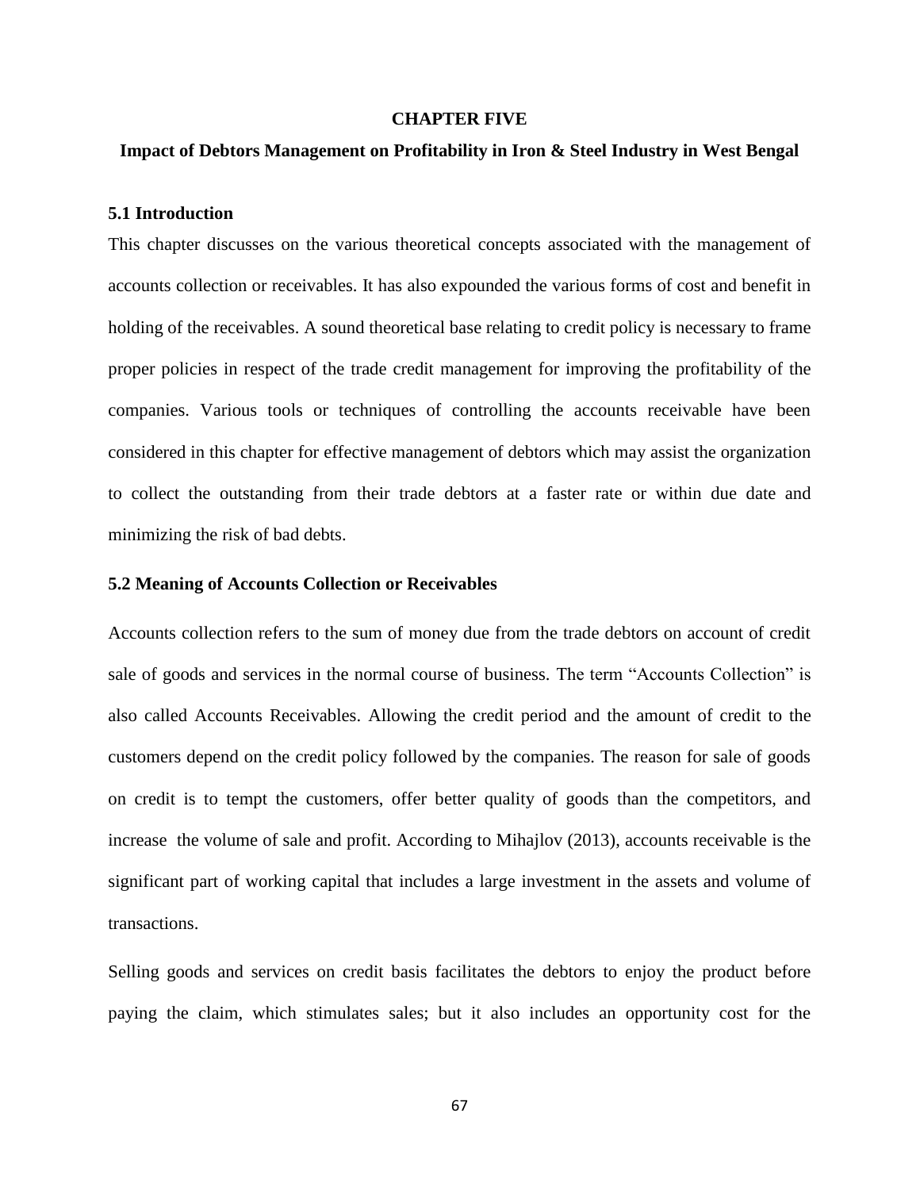# CHAPTER FIVE

## Impact of Debtors Management on Profitability in Iron & Steel Industry in West Bengal

### 5.1 Introduction

This chapter discusses on the various theoretical concepts associated with the management of accounts collection or receivables. It has also expounded the various forms of cost and benefit in holding of the receivables. A sound theoretical base relating to credit policy is necessary to frame proper policies in respect of the trade credit management for improving the profitability of the companies. Various tools or techniques of controlling the accounts receivable have been considered in this chapter for effective management of debtors which may assist the organization to collect the outstanding from their trade debtors at a faster rate or within due date and minimizing the risk of bad debts.

### 5.2 Meaning of Accounts Collection or Receivables

Accounts collection refers to the sum of money due from the trade debtors on account of credit sale of goods and services in the normal course of business. The term "Accounts Collection" is also called Accounts Receivables. Allowing the credit period and the amount of credit to the customers depend on the credit policy followed by the companies. The reason for sale of goods on credit is to tempt the customers, offer better quality of goods than the competitors, and increase the volume of sale and profit. According to Mihajlov (2013), accounts receivable is the significant part of working capital that includes a large investment in the assets and volume of transactions.

Selling goods and services on credit basis facilitates the debtors to enjoy the product before paying the claim, which stimulates sales; but it also includes an opportunity cost for the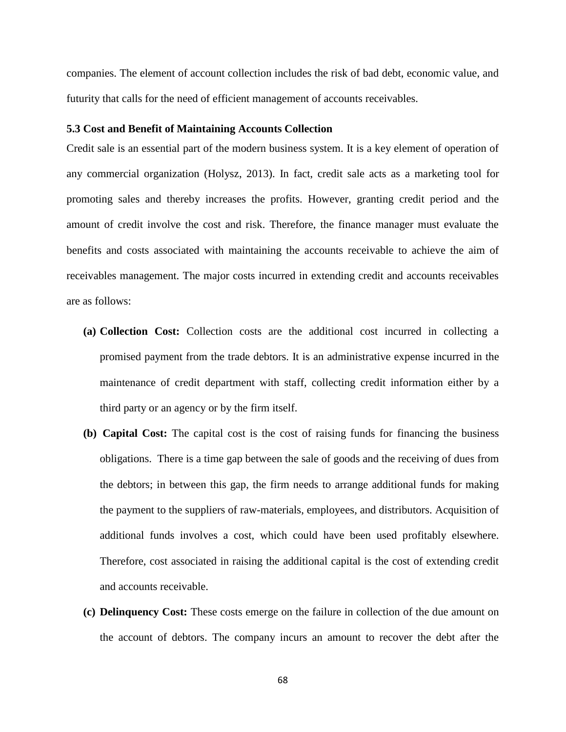companies. The element of account collection includes the risk of bad debt, economic value, and futurity that calls for the need of efficient management of accounts receivables.

### 5.3 Cost and Benefit of Maintaining Accounts Collection

Credit sale is an essential part of the modern business system. It is a key element of operation of any commercial organization (Holysz, 2013). In fact, credit sale acts as a marketing tool for promoting sales and thereby increases the profits. However, granting credit period and the amount of credit involve the cost and risk. Therefore, the finance manager must evaluate the benefits and costs associated with maintaining the accounts receivable to achieve the aim of receivables management. The major costs incurred in extending credit and accounts receivables are as follows:

**(a) Collection Cost:** Collection costs are the additional cost incurred in collecting a promised payment from the trade debtors. It is an administrative expense incurred in the maintenance of credit department with staff, collecting credit information either by a third party or an agency or by the firm itself.

**(b) Capital Cost:** The capital cost is the cost of raising funds for financing the business obligations. There is a time gap between the sale of goods and the receiving of dues from the debtors; in between this gap, the firm needs to arrange additional funds for making the payment to the suppliers of raw-materials, employees, and distributors. Acquisition of additional funds involves a cost, which could have been used profitably elsewhere. Therefore, cost associated in raising the additional capital is the cost of extending credit and accounts receivable.

**(c) Delinquency Cost:** These costs emerge on the failure in collection of the due amount on the account of debtors. The company incurs an amount to recover the debt after the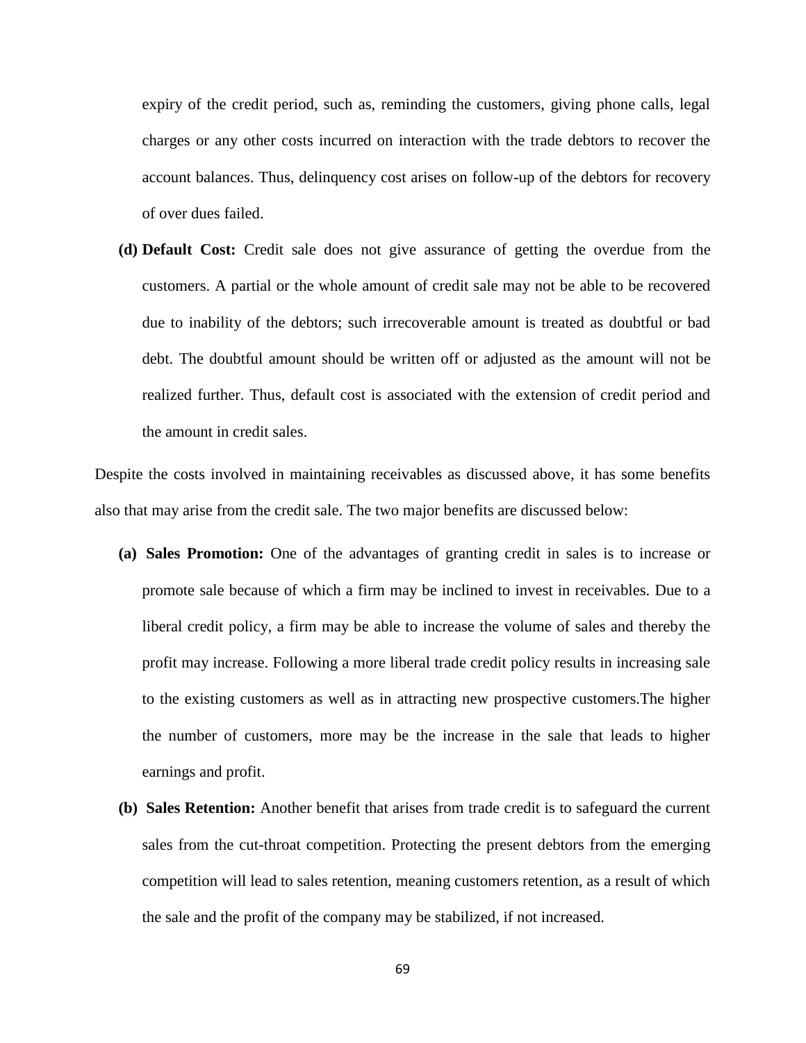expiry of the credit period, such as, reminding the customers, giving phone calls, legal charges or any other costs incurred on interaction with the trade debtors to recover the account balances. Thus, delinquency cost arises on follow-up of the debtors for recovery of over dues failed.

(d) **Default Cost:** Credit sale does not give assurance of getting the overdue from the customers. A partial or the whole amount of credit sale may not be able to be recovered due to inability of the debtors; such irrecoverable amount is treated as doubtful or bad debt. The doubtful amount should be written off or adjusted as the amount will not be realized further. Thus, default cost is associated with the extension of credit period and the amount in credit sales.

Despite the costs involved in maintaining receivables as discussed above, it has some benefits also that may arise from the credit sale. The two major benefits are discussed below:

(a) **Sales Promotion:** One of the advantages of granting credit in sales is to increase or promote sale because of which a firm may be inclined to invest in receivables. Due to a liberal credit policy, a firm may be able to increase the volume of sales and thereby the profit may increase. Following a more liberal trade credit policy results in increasing sale to the existing customers as well as in attracting new prospective customers.The higher the number of customers, more may be the increase in the sale that leads to higher earnings and profit.

(b) **Sales Retention:** Another benefit that arises from trade credit is to safeguard the current sales from the cut-throat competition. Protecting the present debtors from the emerging competition will lead to sales retention, meaning customers retention, as a result of which the sale and the profit of the company may be stabilized, if not increased.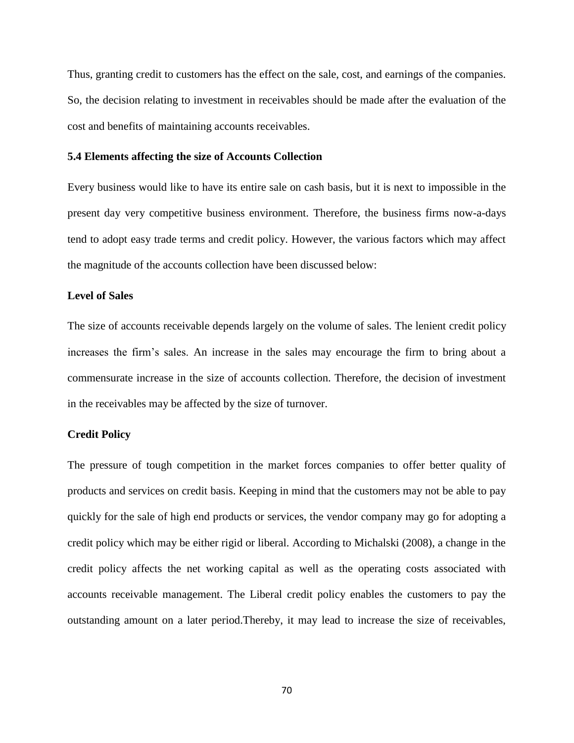Thus, granting credit to customers has the effect on the sale, cost, and earnings of the companies. So, the decision relating to investment in receivables should be made after the evaluation of the cost and benefits of maintaining accounts receivables.

### 5.4 Elements affecting the size of Accounts Collection

Every business would like to have its entire sale on cash basis, but it is next to impossible in the present day very competitive business environment. Therefore, the business firms now-a-days tend to adopt easy trade terms and credit policy. However, the various factors which may affect the magnitude of the accounts collection have been discussed below:

#### Level of Sales

The size of accounts receivable depends largely on the volume of sales. The lenient credit policy increases the firm's sales. An increase in the sales may encourage the firm to bring about a commensurate increase in the size of accounts collection. Therefore, the decision of investment in the receivables may be affected by the size of turnover.

#### Credit Policy

The pressure of tough competition in the market forces companies to offer better quality of products and services on credit basis. Keeping in mind that the customers may not be able to pay quickly for the sale of high end products or services, the vendor company may go for adopting a credit policy which may be either rigid or liberal. According to Michalski (2008), a change in the credit policy affects the net working capital as well as the operating costs associated with accounts receivable management. The Liberal credit policy enables the customers to pay the outstanding amount on a later period.Thereby, it may lead to increase the size of receivables,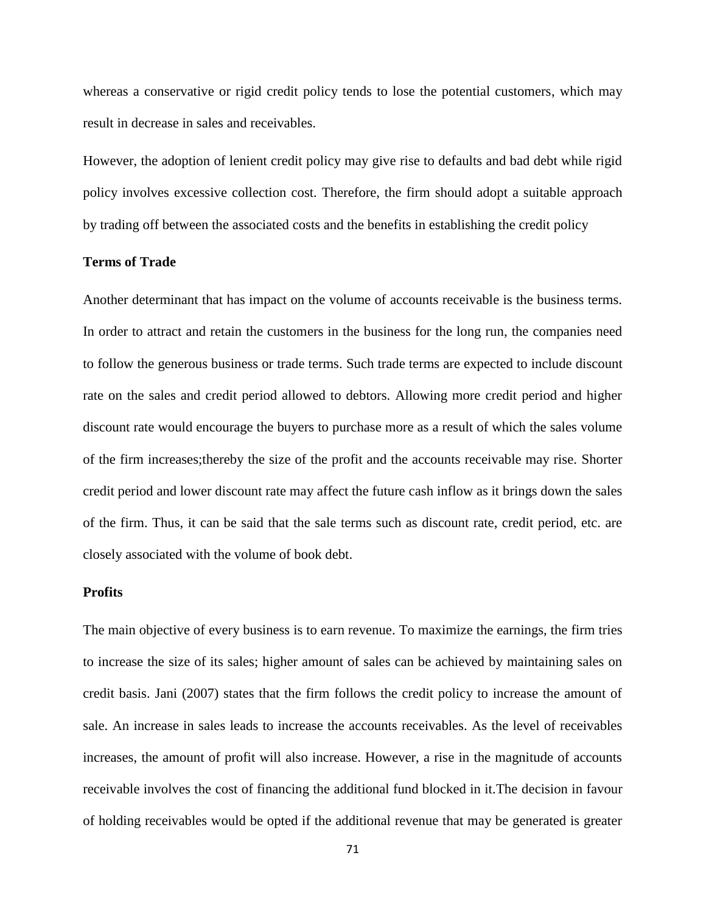whereas a conservative or rigid credit policy tends to lose the potential customers, which may result in decrease in sales and receivables.

However, the adoption of lenient credit policy may give rise to defaults and bad debt while rigid policy involves excessive collection cost. Therefore, the firm should adopt a suitable approach by trading off between the associated costs and the benefits in establishing the credit policy

**Terms of Trade**

Another determinant that has impact on the volume of accounts receivable is the business terms. In order to attract and retain the customers in the business for the long run, the companies need to follow the generous business or trade terms. Such trade terms are expected to include discount rate on the sales and credit period allowed to debtors. Allowing more credit period and higher discount rate would encourage the buyers to purchase more as a result of which the sales volume of the firm increases;thereby the size of the profit and the accounts receivable may rise. Shorter credit period and lower discount rate may affect the future cash inflow as it brings down the sales of the firm. Thus, it can be said that the sale terms such as discount rate, credit period, etc. are closely associated with the volume of book debt.

**Profits**

The main objective of every business is to earn revenue. To maximize the earnings, the firm tries to increase the size of its sales; higher amount of sales can be achieved by maintaining sales on credit basis. Jani (2007) states that the firm follows the credit policy to increase the amount of sale. An increase in sales leads to increase the accounts receivables. As the level of receivables increases, the amount of profit will also increase. However, a rise in the magnitude of accounts receivable involves the cost of financing the additional fund blocked in it.The decision in favour of holding receivables would be opted if the additional revenue that may be generated is greater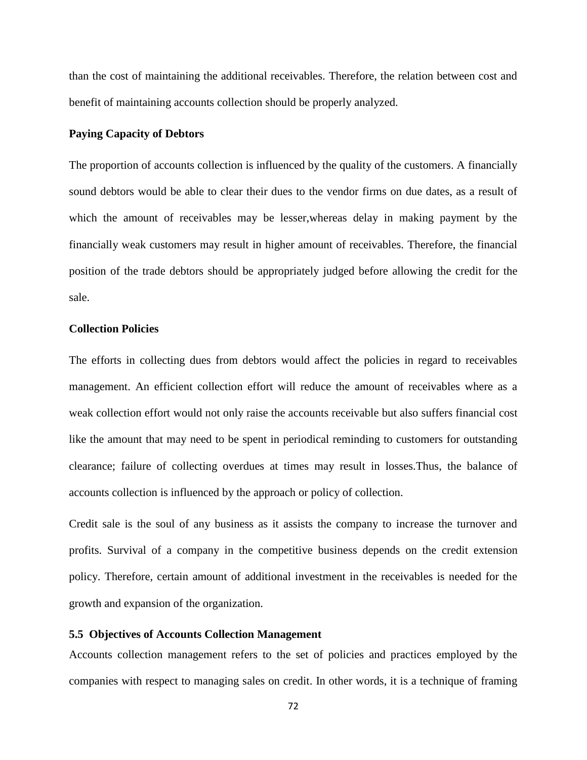than the cost of maintaining the additional receivables. Therefore, the relation between cost and benefit of maintaining accounts collection should be properly analyzed.

**Paying Capacity of Debtors**

The proportion of accounts collection is influenced by the quality of the customers. A financially sound debtors would be able to clear their dues to the vendor firms on due dates, as a result of which the amount of receivables may be lesser,whereas delay in making payment by the financially weak customers may result in higher amount of receivables. Therefore, the financial position of the trade debtors should be appropriately judged before allowing the credit for the sale.

**Collection Policies**

The efforts in collecting dues from debtors would affect the policies in regard to receivables management. An efficient collection effort will reduce the amount of receivables where as a weak collection effort would not only raise the accounts receivable but also suffers financial cost like the amount that may need to be spent in periodical reminding to customers for outstanding clearance; failure of collecting overdues at times may result in losses.Thus, the balance of accounts collection is influenced by the approach or policy of collection.

Credit sale is the soul of any business as it assists the company to increase the turnover and profits. Survival of a company in the competitive business depends on the credit extension policy. Therefore, certain amount of additional investment in the receivables is needed for the growth and expansion of the organization.

### 5.5 Objectives of Accounts Collection Management

Accounts collection management refers to the set of policies and practices employed by the companies with respect to managing sales on credit. In other words, it is a technique of framing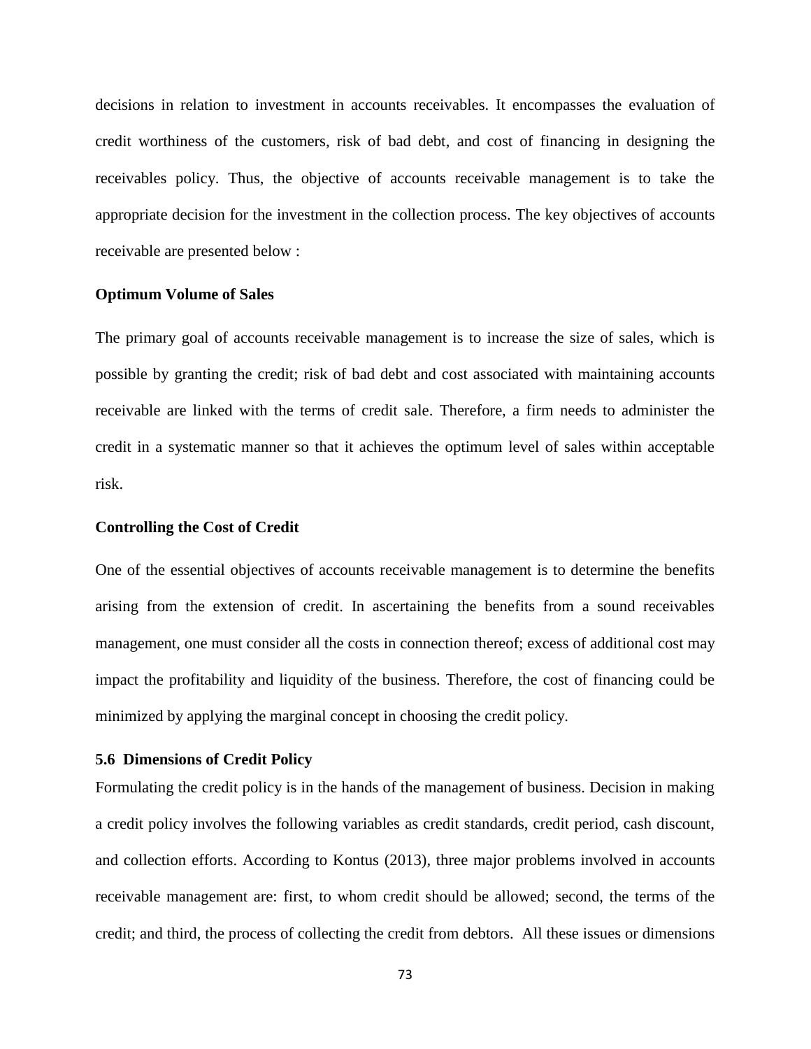decisions in relation to investment in accounts receivables. It encompasses the evaluation of credit worthiness of the customers, risk of bad debt, and cost of financing in designing the receivables policy. Thus, the objective of accounts receivable management is to take the appropriate decision for the investment in the collection process. The key objectives of accounts receivable are presented below :

**Optimum Volume of Sales**

The primary goal of accounts receivable management is to increase the size of sales, which is possible by granting the credit; risk of bad debt and cost associated with maintaining accounts receivable are linked with the terms of credit sale. Therefore, a firm needs to administer the credit in a systematic manner so that it achieves the optimum level of sales within acceptable risk.

**Controlling the Cost of Credit**

One of the essential objectives of accounts receivable management is to determine the benefits arising from the extension of credit. In ascertaining the benefits from a sound receivables management, one must consider all the costs in connection thereof; excess of additional cost may impact the profitability and liquidity of the business. Therefore, the cost of financing could be minimized by applying the marginal concept in choosing the credit policy.

### 5.6 Dimensions of Credit Policy

Formulating the credit policy is in the hands of the management of business. Decision in making a credit policy involves the following variables as credit standards, credit period, cash discount, and collection efforts. According to Kontus (2013), three major problems involved in accounts receivable management are: first, to whom credit should be allowed; second, the terms of the credit; and third, the process of collecting the credit from debtors. All these issues or dimensions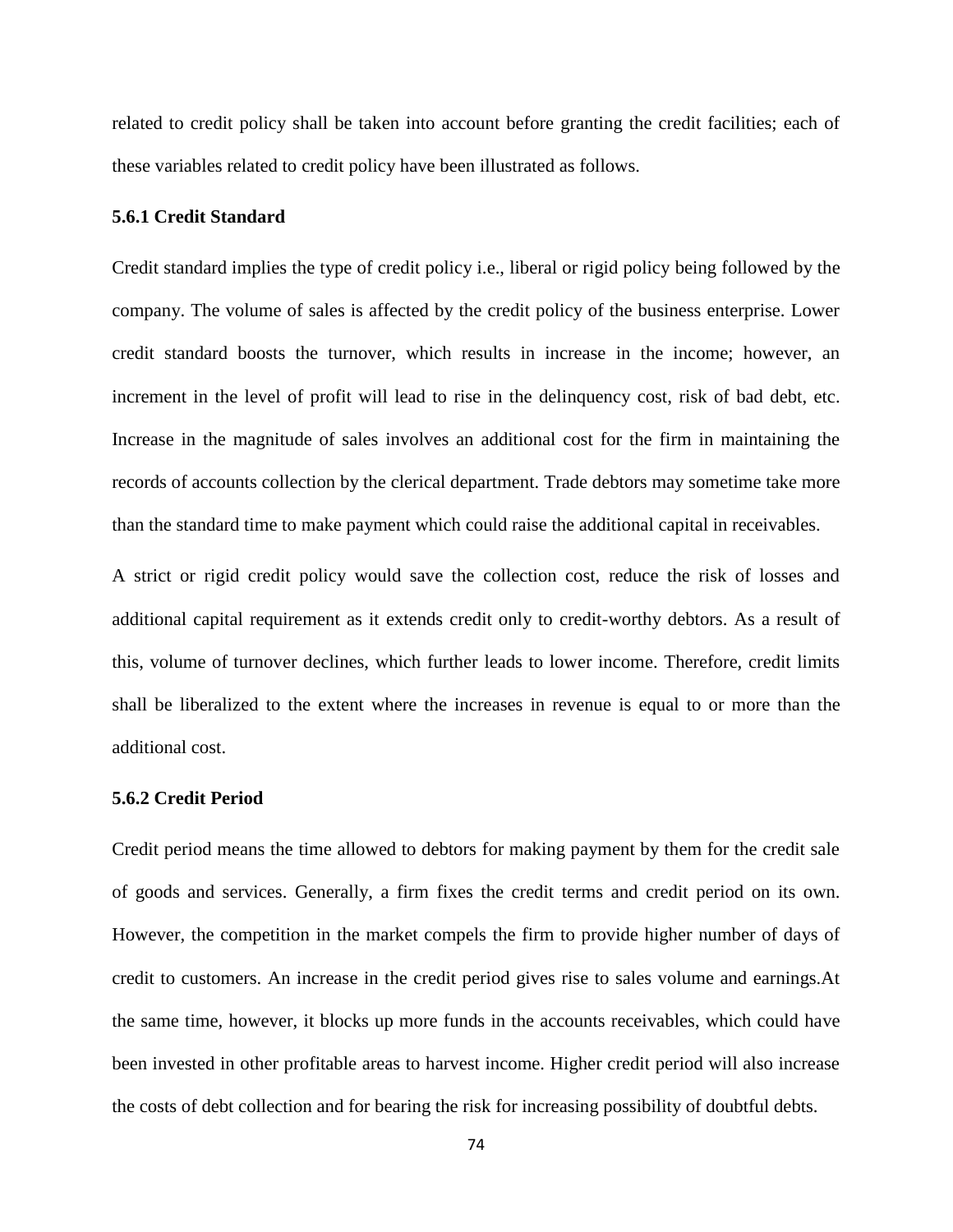related to credit policy shall be taken into account before granting the credit facilities; each of these variables related to credit policy have been illustrated as follows.

### 5.6.1 Credit Standard

Credit standard implies the type of credit policy i.e., liberal or rigid policy being followed by the company. The volume of sales is affected by the credit policy of the business enterprise. Lower credit standard boosts the turnover, which results in increase in the income; however, an increment in the level of profit will lead to rise in the delinquency cost, risk of bad debt, etc. Increase in the magnitude of sales involves an additional cost for the firm in maintaining the records of accounts collection by the clerical department. Trade debtors may sometime take more than the standard time to make payment which could raise the additional capital in receivables.

A strict or rigid credit policy would save the collection cost, reduce the risk of losses and additional capital requirement as it extends credit only to credit-worthy debtors. As a result of this, volume of turnover declines, which further leads to lower income. Therefore, credit limits shall be liberalized to the extent where the increases in revenue is equal to or more than the additional cost.

### 5.6.2 Credit Period

Credit period means the time allowed to debtors for making payment by them for the credit sale of goods and services. Generally, a firm fixes the credit terms and credit period on its own. However, the competition in the market compels the firm to provide higher number of days of credit to customers. An increase in the credit period gives rise to sales volume and earnings.At the same time, however, it blocks up more funds in the accounts receivables, which could have been invested in other profitable areas to harvest income. Higher credit period will also increase the costs of debt collection and for bearing the risk for increasing possibility of doubtful debts.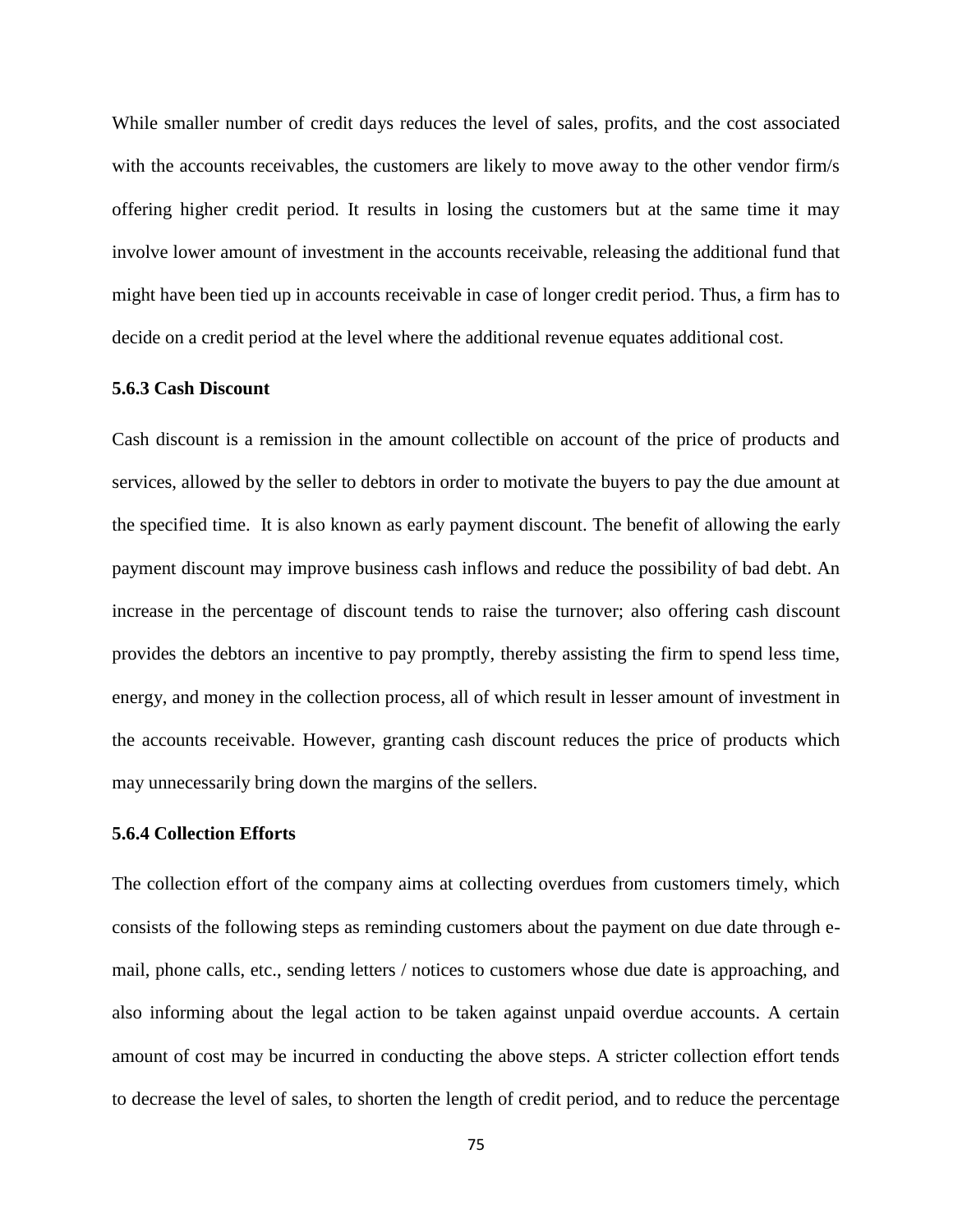While smaller number of credit days reduces the level of sales, profits, and the cost associated with the accounts receivables, the customers are likely to move away to the other vendor firm/s offering higher credit period. It results in losing the customers but at the same time it may involve lower amount of investment in the accounts receivable, releasing the additional fund that might have been tied up in accounts receivable in case of longer credit period. Thus, a firm has to decide on a credit period at the level where the additional revenue equates additional cost.

### 5.6.3 Cash Discount

Cash discount is a remission in the amount collectible on account of the price of products and services, allowed by the seller to debtors in order to motivate the buyers to pay the due amount at the specified time. It is also known as early payment discount. The benefit of allowing the early payment discount may improve business cash inflows and reduce the possibility of bad debt. An increase in the percentage of discount tends to raise the turnover; also offering cash discount provides the debtors an incentive to pay promptly, thereby assisting the firm to spend less time, energy, and money in the collection process, all of which result in lesser amount of investment in the accounts receivable. However, granting cash discount reduces the price of products which may unnecessarily bring down the margins of the sellers.

### 5.6.4 Collection Efforts

The collection effort of the company aims at collecting overdues from customers timely, which consists of the following steps as reminding customers about the payment on due date through e-mail, phone calls, etc., sending letters / notices to customers whose due date is approaching, and also informing about the legal action to be taken against unpaid overdue accounts. A certain amount of cost may be incurred in conducting the above steps. A stricter collection effort tends to decrease the level of sales, to shorten the length of credit period, and to reduce the percentage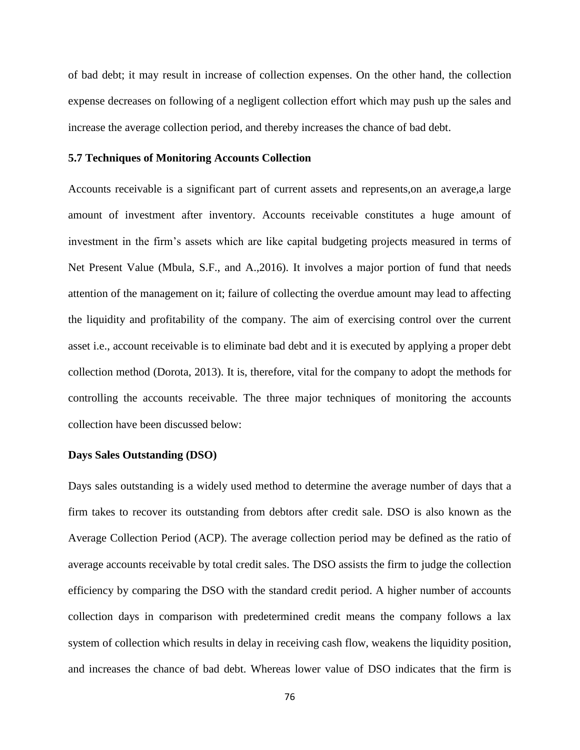of bad debt; it may result in increase of collection expenses. On the other hand, the collection expense decreases on following of a negligent collection effort which may push up the sales and increase the average collection period, and thereby increases the chance of bad debt.

### 5.7 Techniques of Monitoring Accounts Collection

Accounts receivable is a significant part of current assets and represents,on an average,a large amount of investment after inventory. Accounts receivable constitutes a huge amount of investment in the firm's assets which are like capital budgeting projects measured in terms of Net Present Value (Mbula, S.F., and A.,2016). It involves a major portion of fund that needs attention of the management on it; failure of collecting the overdue amount may lead to affecting the liquidity and profitability of the company. The aim of exercising control over the current asset i.e., account receivable is to eliminate bad debt and it is executed by applying a proper debt collection method (Dorota, 2013). It is, therefore, vital for the company to adopt the methods for controlling the accounts receivable. The three major techniques of monitoring the accounts collection have been discussed below:

**Days Sales Outstanding (DSO)**

Days sales outstanding is a widely used method to determine the average number of days that a firm takes to recover its outstanding from debtors after credit sale. DSO is also known as the Average Collection Period (ACP). The average collection period may be defined as the ratio of average accounts receivable by total credit sales. The DSO assists the firm to judge the collection efficiency by comparing the DSO with the standard credit period. A higher number of accounts collection days in comparison with predetermined credit means the company follows a lax system of collection which results in delay in receiving cash flow, weakens the liquidity position, and increases the chance of bad debt. Whereas lower value of DSO indicates that the firm is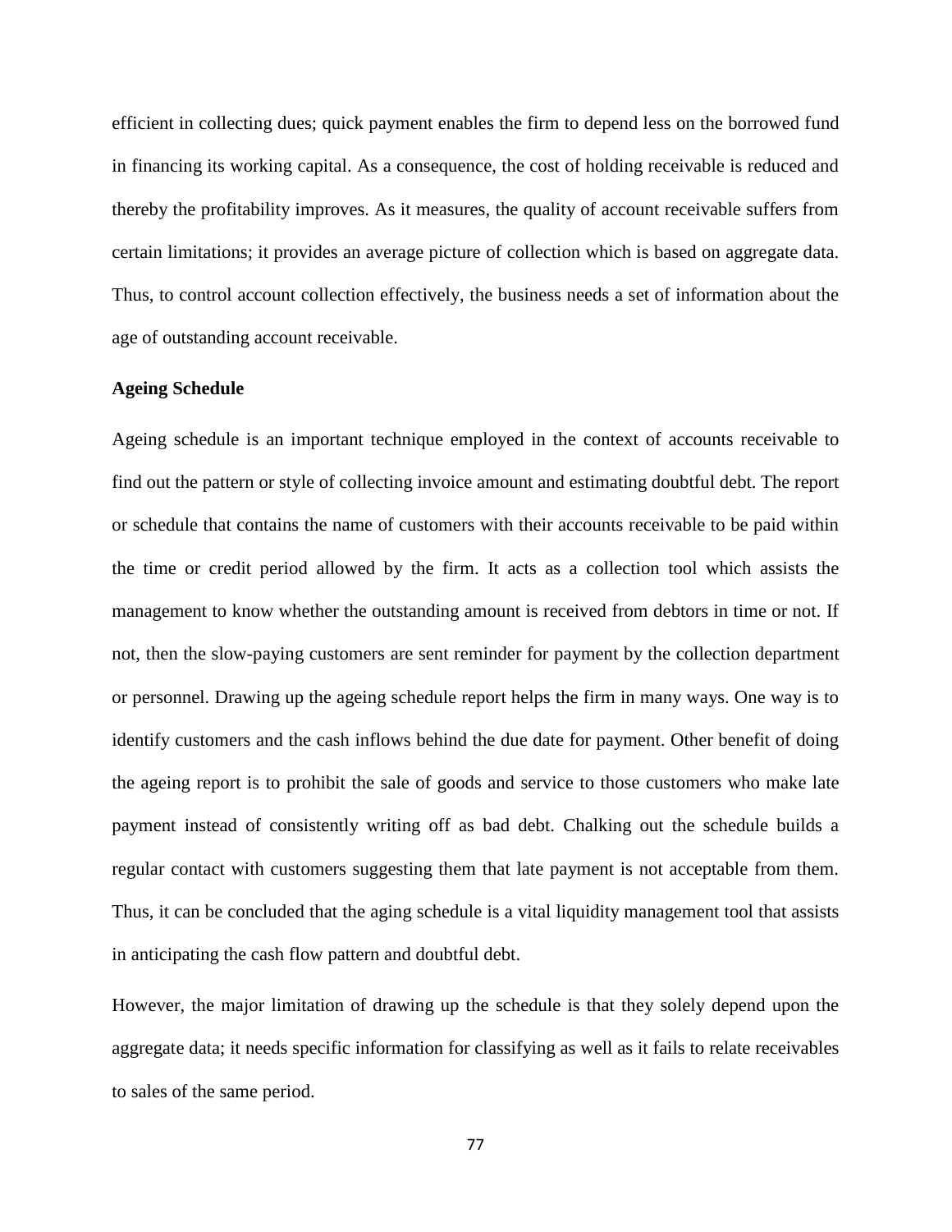efficient in collecting dues; quick payment enables the firm to depend less on the borrowed fund in financing its working capital. As a consequence, the cost of holding receivable is reduced and thereby the profitability improves. As it measures, the quality of account receivable suffers from certain limitations; it provides an average picture of collection which is based on aggregate data. Thus, to control account collection effectively, the business needs a set of information about the age of outstanding account receivable.

**Ageing Schedule**

Ageing schedule is an important technique employed in the context of accounts receivable to find out the pattern or style of collecting invoice amount and estimating doubtful debt. The report or schedule that contains the name of customers with their accounts receivable to be paid within the time or credit period allowed by the firm. It acts as a collection tool which assists the management to know whether the outstanding amount is received from debtors in time or not. If not, then the slow-paying customers are sent reminder for payment by the collection department or personnel. Drawing up the ageing schedule report helps the firm in many ways. One way is to identify customers and the cash inflows behind the due date for payment. Other benefit of doing the ageing report is to prohibit the sale of goods and service to those customers who make late payment instead of consistently writing off as bad debt. Chalking out the schedule builds a regular contact with customers suggesting them that late payment is not acceptable from them. Thus, it can be concluded that the aging schedule is a vital liquidity management tool that assists in anticipating the cash flow pattern and doubtful debt.

However, the major limitation of drawing up the schedule is that they solely depend upon the aggregate data; it needs specific information for classifying as well as it fails to relate receivables to sales of the same period.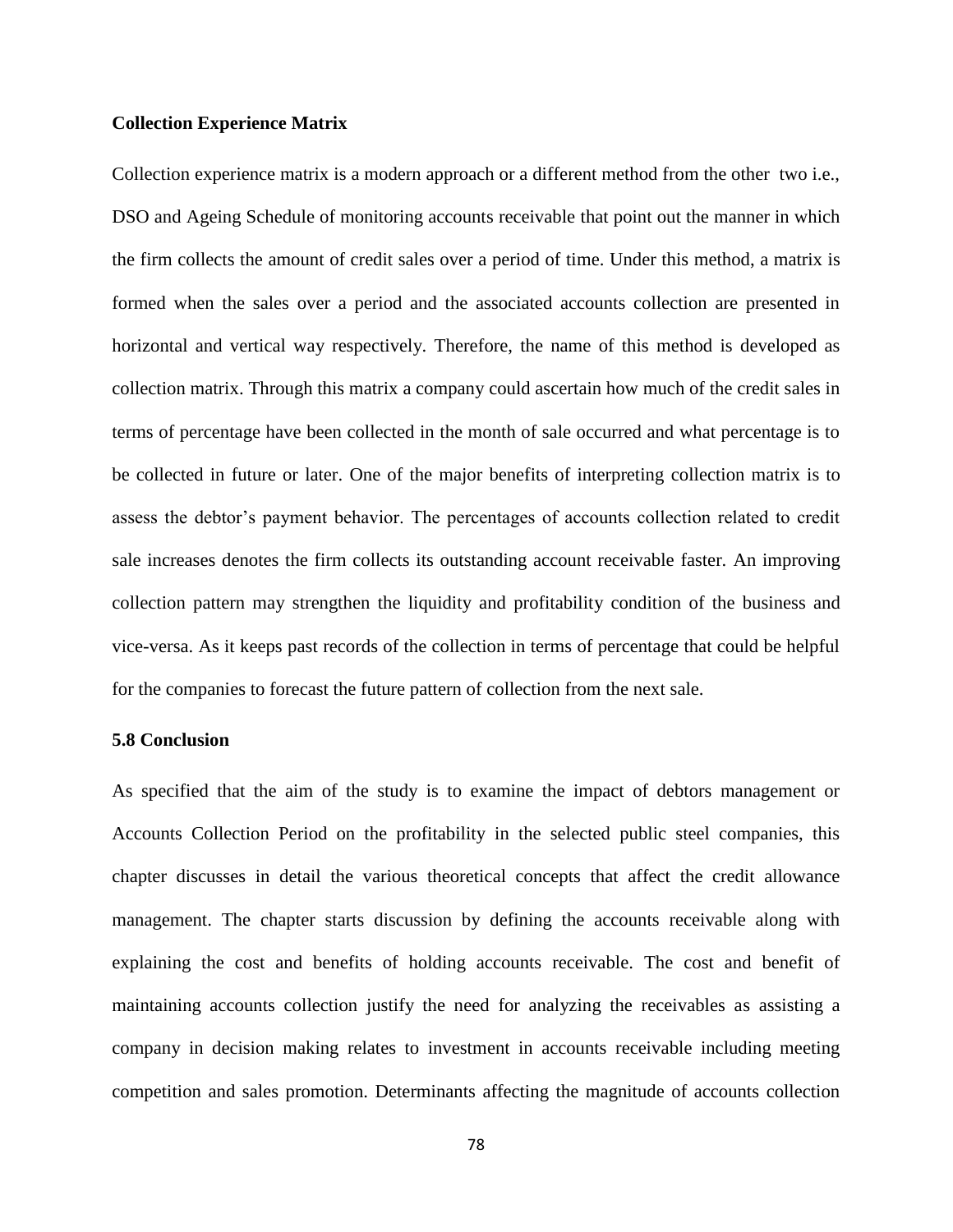**Collection Experience Matrix**

Collection experience matrix is a modern approach or a different method from the other two i.e., DSO and Ageing Schedule of monitoring accounts receivable that point out the manner in which the firm collects the amount of credit sales over a period of time. Under this method, a matrix is formed when the sales over a period and the associated accounts collection are presented in horizontal and vertical way respectively. Therefore, the name of this method is developed as collection matrix. Through this matrix a company could ascertain how much of the credit sales in terms of percentage have been collected in the month of sale occurred and what percentage is to be collected in future or later. One of the major benefits of interpreting collection matrix is to assess the debtor's payment behavior. The percentages of accounts collection related to credit sale increases denotes the firm collects its outstanding account receivable faster. An improving collection pattern may strengthen the liquidity and profitability condition of the business and vice-versa. As it keeps past records of the collection in terms of percentage that could be helpful for the companies to forecast the future pattern of collection from the next sale.

**5.8 Conclusion**

As specified that the aim of the study is to examine the impact of debtors management or Accounts Collection Period on the profitability in the selected public steel companies, this chapter discusses in detail the various theoretical concepts that affect the credit allowance management. The chapter starts discussion by defining the accounts receivable along with explaining the cost and benefits of holding accounts receivable. The cost and benefit of maintaining accounts collection justify the need for analyzing the receivables as assisting a company in decision making relates to investment in accounts receivable including meeting competition and sales promotion. Determinants affecting the magnitude of accounts collection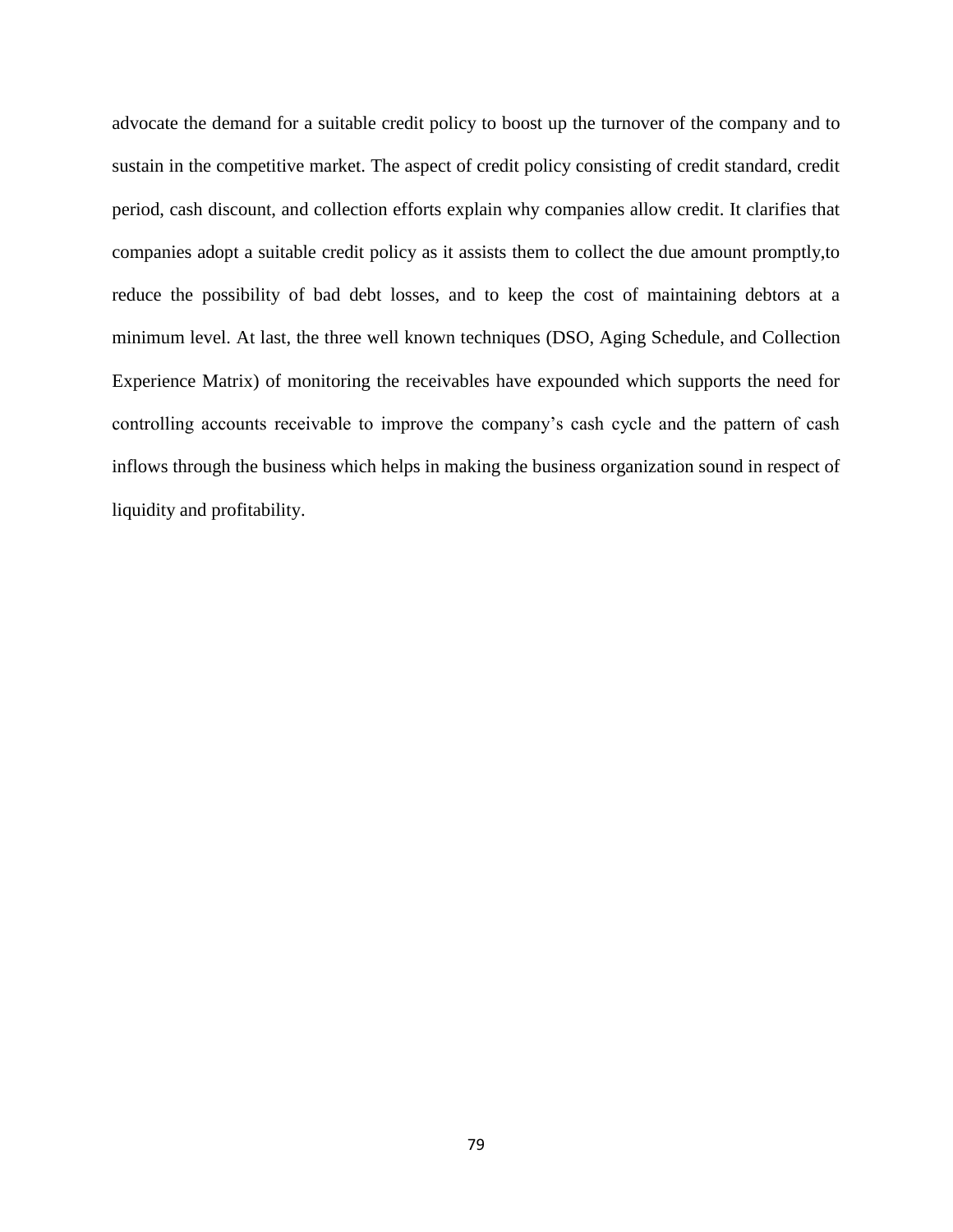advocate the demand for a suitable credit policy to boost up the turnover of the company and to sustain in the competitive market. The aspect of credit policy consisting of credit standard, credit period, cash discount, and collection efforts explain why companies allow credit. It clarifies that companies adopt a suitable credit policy as it assists them to collect the due amount promptly,to reduce the possibility of bad debt losses, and to keep the cost of maintaining debtors at a minimum level. At last, the three well known techniques (DSO, Aging Schedule, and Collection Experience Matrix) of monitoring the receivables have expounded which supports the need for controlling accounts receivable to improve the company's cash cycle and the pattern of cash inflows through the business which helps in making the business organization sound in respect of liquidity and profitability.